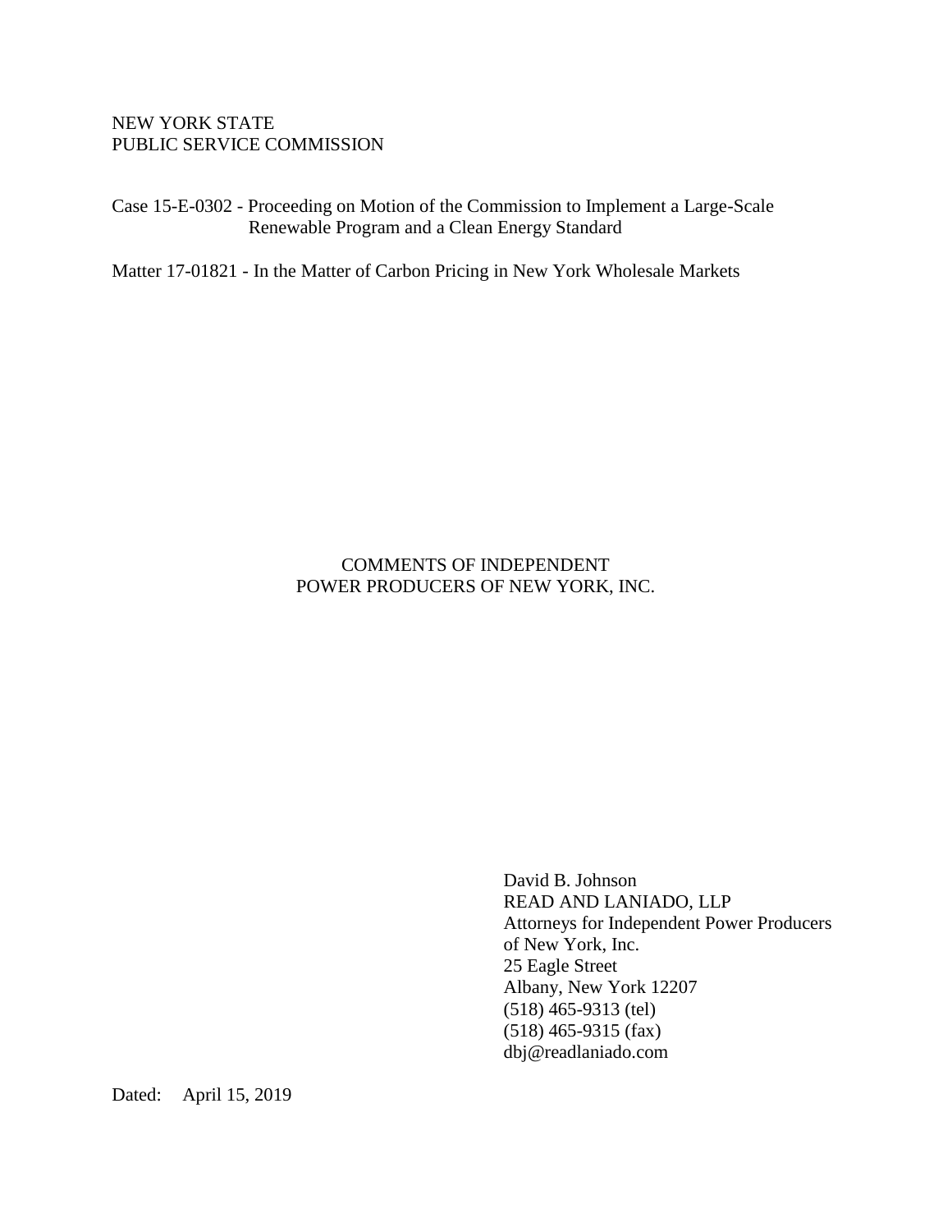NEW YORK STATE
PUBLIC SERVICE COMMISSION

Case 15-E-0302 - Proceeding on Motion of the Commission to Implement a Large-Scale Renewable Program and a Clean Energy Standard

Matter 17-01821 - In the Matter of Carbon Pricing in New York Wholesale Markets

# COMMENTS OF INDEPENDENT POWER PRODUCERS OF NEW YORK, INC.

David B. Johnson
READ AND LANIADO, LLP
Attorneys for Independent Power Producers
of New York, Inc.
25 Eagle Street
Albany, New York 12207
(518) 465-9313 (tel)
(518) 465-9315 (fax)
dbj@readlaniado.com

Dated: April 15, 2019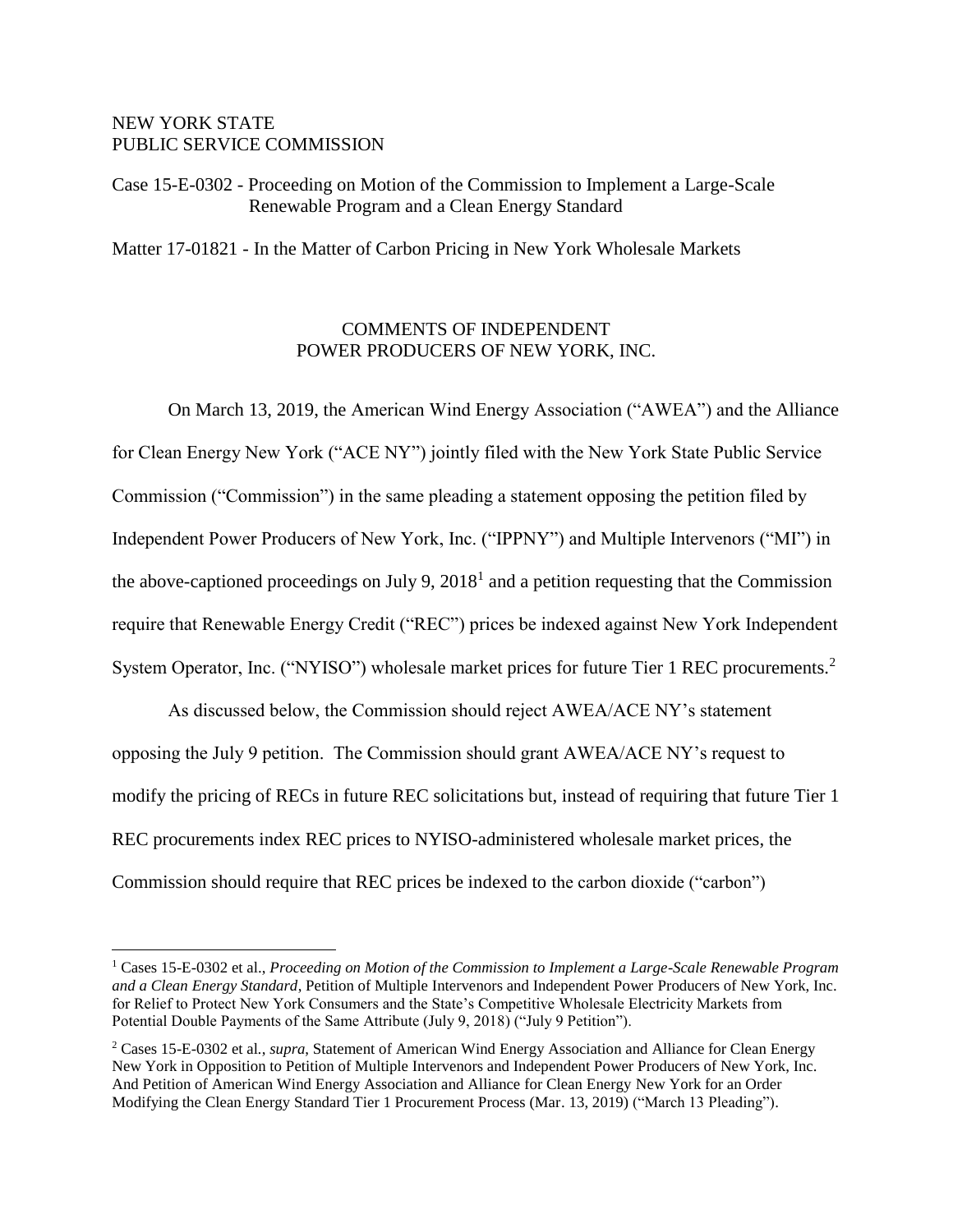NEW YORK STATE
PUBLIC SERVICE COMMISSION

Case 15-E-0302 - Proceeding on Motion of the Commission to Implement a Large-Scale Renewable Program and a Clean Energy Standard

Matter 17-01821 - In the Matter of Carbon Pricing in New York Wholesale Markets

## COMMENTS OF INDEPENDENT POWER PRODUCERS OF NEW YORK, INC.

On March 13, 2019, the American Wind Energy Association ("AWEA") and the Alliance for Clean Energy New York ("ACE NY") jointly filed with the New York State Public Service Commission ("Commission") in the same pleading a statement opposing the petition filed by Independent Power Producers of New York, Inc. ("IPPNY") and Multiple Intervenors ("MI") in the above-captioned proceedings on July 9, 2018[1] and a petition requesting that the Commission require that Renewable Energy Credit ("REC") prices be indexed against New York Independent System Operator, Inc. ("NYISO") wholesale market prices for future Tier 1 REC procurements.[2]

As discussed below, the Commission should reject AWEA/ACE NY's statement opposing the July 9 petition. The Commission should grant AWEA/ACE NY's request to modify the pricing of RECs in future REC solicitations but, instead of requiring that future Tier 1 REC procurements index REC prices to NYISO-administered wholesale market prices, the Commission should require that REC prices be indexed to the carbon dioxide ("carbon")

[1] Cases 15-E-0302 et al., *Proceeding on Motion of the Commission to Implement a Large-Scale Renewable Program and a Clean Energy Standard*, Petition of Multiple Intervenors and Independent Power Producers of New York, Inc. for Relief to Protect New York Consumers and the State's Competitive Wholesale Electricity Markets from Potential Double Payments of the Same Attribute (July 9, 2018) ("July 9 Petition").

[2] Cases 15-E-0302 et al., *supra*, Statement of American Wind Energy Association and Alliance for Clean Energy New York in Opposition to Petition of Multiple Intervenors and Independent Power Producers of New York, Inc. And Petition of American Wind Energy Association and Alliance for Clean Energy New York for an Order Modifying the Clean Energy Standard Tier 1 Procurement Process (Mar. 13, 2019) ("March 13 Pleading").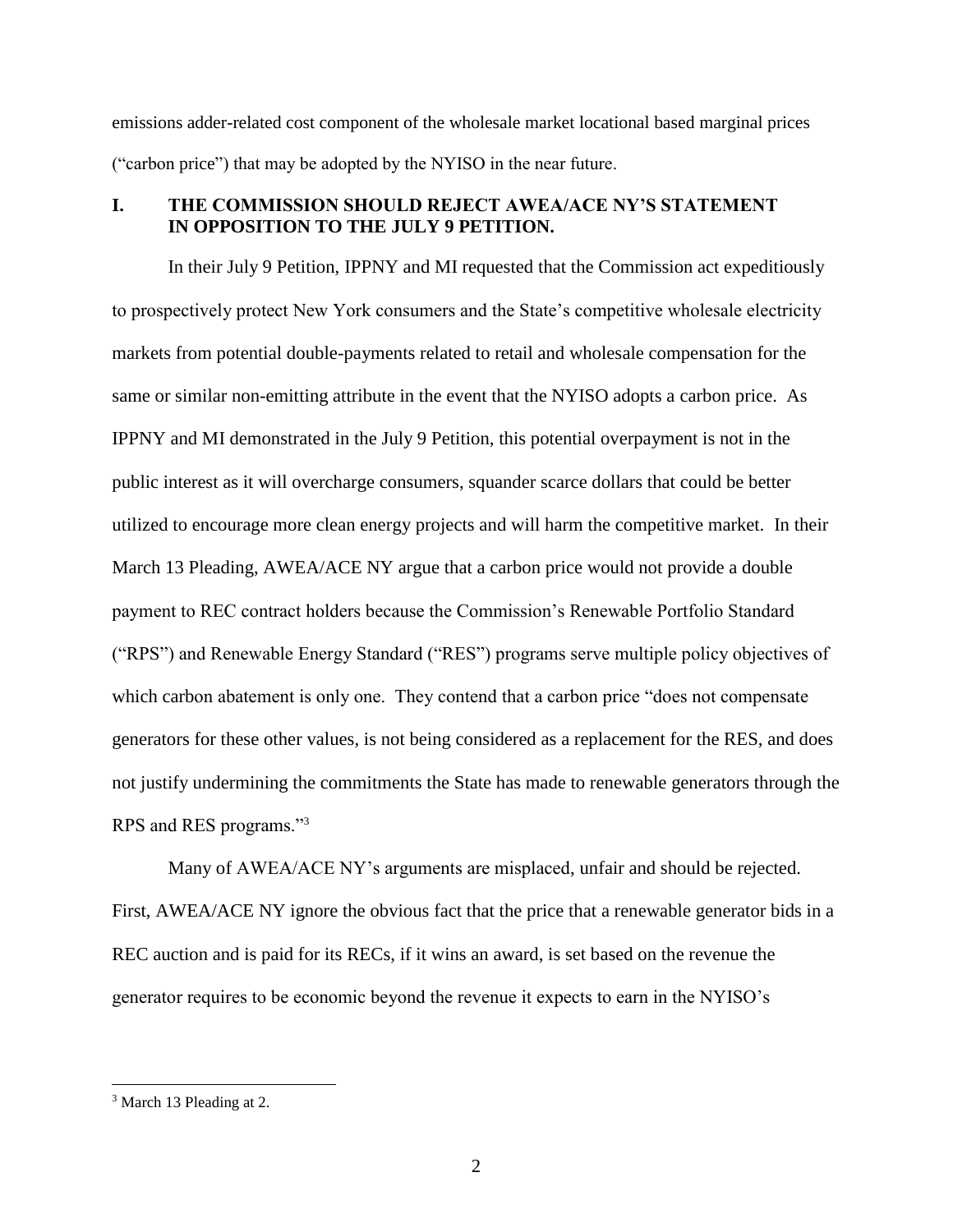emissions adder-related cost component of the wholesale market locational based marginal prices ("carbon price") that may be adopted by the NYISO in the near future.

## I. THE COMMISSION SHOULD REJECT AWEA/ACE NY'S STATEMENT IN OPPOSITION TO THE JULY 9 PETITION.

In their July 9 Petition, IPPNY and MI requested that the Commission act expeditiously to prospectively protect New York consumers and the State's competitive wholesale electricity markets from potential double-payments related to retail and wholesale compensation for the same or similar non-emitting attribute in the event that the NYISO adopts a carbon price. As IPPNY and MI demonstrated in the July 9 Petition, this potential overpayment is not in the public interest as it will overcharge consumers, squander scarce dollars that could be better utilized to encourage more clean energy projects and will harm the competitive market. In their March 13 Pleading, AWEA/ACE NY argue that a carbon price would not provide a double payment to REC contract holders because the Commission's Renewable Portfolio Standard ("RPS") and Renewable Energy Standard ("RES") programs serve multiple policy objectives of which carbon abatement is only one. They contend that a carbon price "does not compensate generators for these other values, is not being considered as a replacement for the RES, and does not justify undermining the commitments the State has made to renewable generators through the RPS and RES programs."[3]

Many of AWEA/ACE NY's arguments are misplaced, unfair and should be rejected. First, AWEA/ACE NY ignore the obvious fact that the price that a renewable generator bids in a REC auction and is paid for its RECs, if it wins an award, is set based on the revenue the generator requires to be economic beyond the revenue it expects to earn in the NYISO's

[3] March 13 Pleading at 2.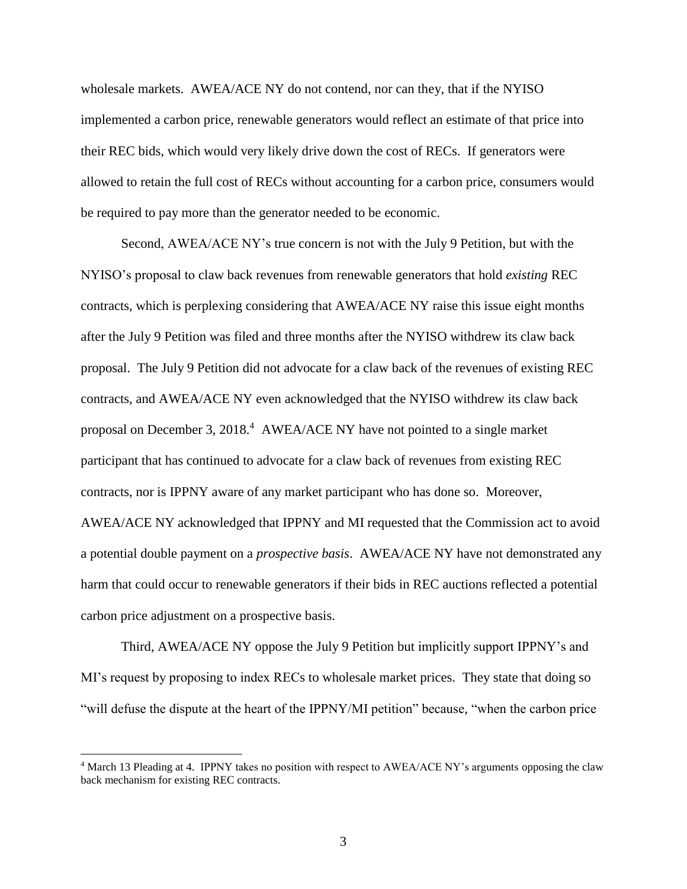wholesale markets. AWEA/ACE NY do not contend, nor can they, that if the NYISO implemented a carbon price, renewable generators would reflect an estimate of that price into their REC bids, which would very likely drive down the cost of RECs. If generators were allowed to retain the full cost of RECs without accounting for a carbon price, consumers would be required to pay more than the generator needed to be economic.

Second, AWEA/ACE NY's true concern is not with the July 9 Petition, but with the NYISO's proposal to claw back revenues from renewable generators that hold *existing* REC contracts, which is perplexing considering that AWEA/ACE NY raise this issue eight months after the July 9 Petition was filed and three months after the NYISO withdrew its claw back proposal. The July 9 Petition did not advocate for a claw back of the revenues of existing REC contracts, and AWEA/ACE NY even acknowledged that the NYISO withdrew its claw back proposal on December 3, 2018.[4] AWEA/ACE NY have not pointed to a single market participant that has continued to advocate for a claw back of revenues from existing REC contracts, nor is IPPNY aware of any market participant who has done so. Moreover, AWEA/ACE NY acknowledged that IPPNY and MI requested that the Commission act to avoid a potential double payment on a *prospective basis*. AWEA/ACE NY have not demonstrated any harm that could occur to renewable generators if their bids in REC auctions reflected a potential carbon price adjustment on a prospective basis.

Third, AWEA/ACE NY oppose the July 9 Petition but implicitly support IPPNY's and MI's request by proposing to index RECs to wholesale market prices. They state that doing so "will defuse the dispute at the heart of the IPPNY/MI petition" because, "when the carbon price

[4] March 13 Pleading at 4. IPPNY takes no position with respect to AWEA/ACE NY's arguments opposing the claw back mechanism for existing REC contracts.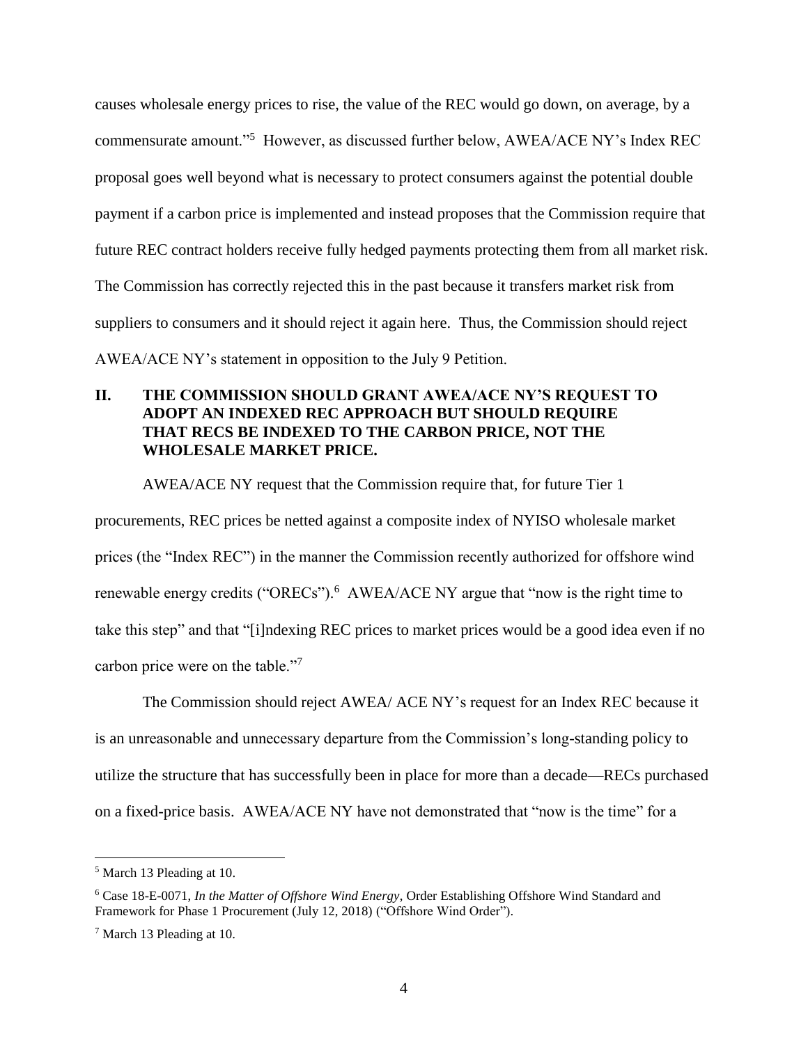causes wholesale energy prices to rise, the value of the REC would go down, on average, by a commensurate amount."[5] However, as discussed further below, AWEA/ACE NY's Index REC proposal goes well beyond what is necessary to protect consumers against the potential double payment if a carbon price is implemented and instead proposes that the Commission require that future REC contract holders receive fully hedged payments protecting them from all market risk. The Commission has correctly rejected this in the past because it transfers market risk from suppliers to consumers and it should reject it again here. Thus, the Commission should reject AWEA/ACE NY's statement in opposition to the July 9 Petition.

## II. THE COMMISSION SHOULD GRANT AWEA/ACE NY'S REQUEST TO ADOPT AN INDEXED REC APPROACH BUT SHOULD REQUIRE THAT RECS BE INDEXED TO THE CARBON PRICE, NOT THE WHOLESALE MARKET PRICE.

AWEA/ACE NY request that the Commission require that, for future Tier 1 procurements, REC prices be netted against a composite index of NYISO wholesale market prices (the "Index REC") in the manner the Commission recently authorized for offshore wind renewable energy credits ("ORECs").[6] AWEA/ACE NY argue that "now is the right time to take this step" and that "[i]ndexing REC prices to market prices would be a good idea even if no carbon price were on the table."[7]

The Commission should reject AWEA/ ACE NY's request for an Index REC because it is an unreasonable and unnecessary departure from the Commission's long-standing policy to utilize the structure that has successfully been in place for more than a decade—RECs purchased on a fixed-price basis. AWEA/ACE NY have not demonstrated that "now is the time" for a

---

[5] March 13 Pleading at 10.

[6] Case 18-E-0071, *In the Matter of Offshore Wind Energy*, Order Establishing Offshore Wind Standard and Framework for Phase 1 Procurement (July 12, 2018) ("Offshore Wind Order").

[7] March 13 Pleading at 10.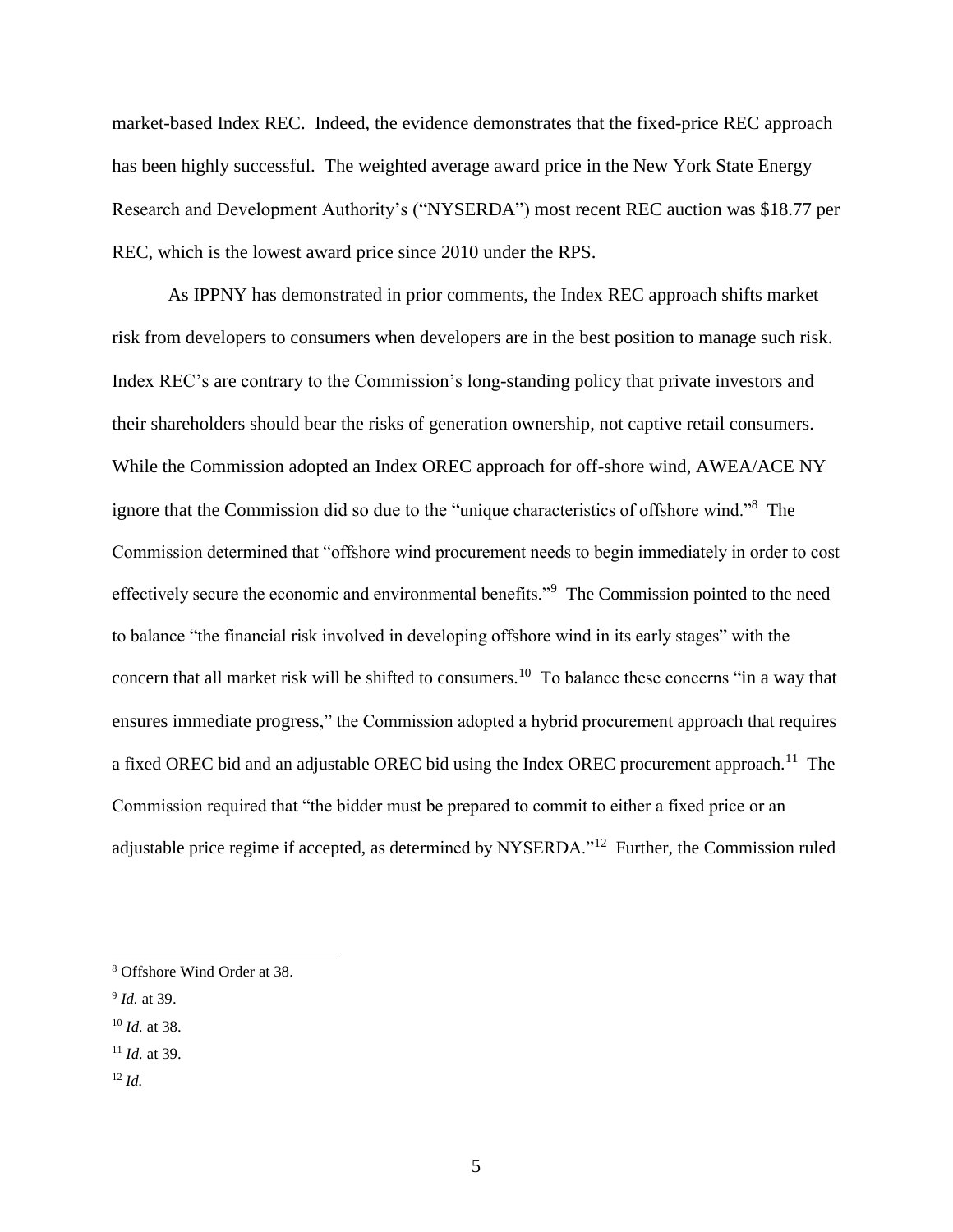market-based Index REC. Indeed, the evidence demonstrates that the fixed-price REC approach has been highly successful. The weighted average award price in the New York State Energy Research and Development Authority's ("NYSERDA") most recent REC auction was $18.77 per REC, which is the lowest award price since 2010 under the RPS.

As IPPNY has demonstrated in prior comments, the Index REC approach shifts market risk from developers to consumers when developers are in the best position to manage such risk. Index REC's are contrary to the Commission's long-standing policy that private investors and their shareholders should bear the risks of generation ownership, not captive retail consumers. While the Commission adopted an Index OREC approach for off-shore wind, AWEA/ACE NY ignore that the Commission did so due to the "unique characteristics of offshore wind."[8] The Commission determined that "offshore wind procurement needs to begin immediately in order to cost effectively secure the economic and environmental benefits."[9] The Commission pointed to the need to balance "the financial risk involved in developing offshore wind in its early stages" with the concern that all market risk will be shifted to consumers.[10] To balance these concerns "in a way that ensures immediate progress," the Commission adopted a hybrid procurement approach that requires a fixed OREC bid and an adjustable OREC bid using the Index OREC procurement approach.[11] The Commission required that "the bidder must be prepared to commit to either a fixed price or an adjustable price regime if accepted, as determined by NYSERDA."[12] Further, the Commission ruled

---

[8] Offshore Wind Order at 38.

[9] *Id.* at 39.

[10] *Id.* at 38.

[11] *Id.* at 39.

[12] *Id.*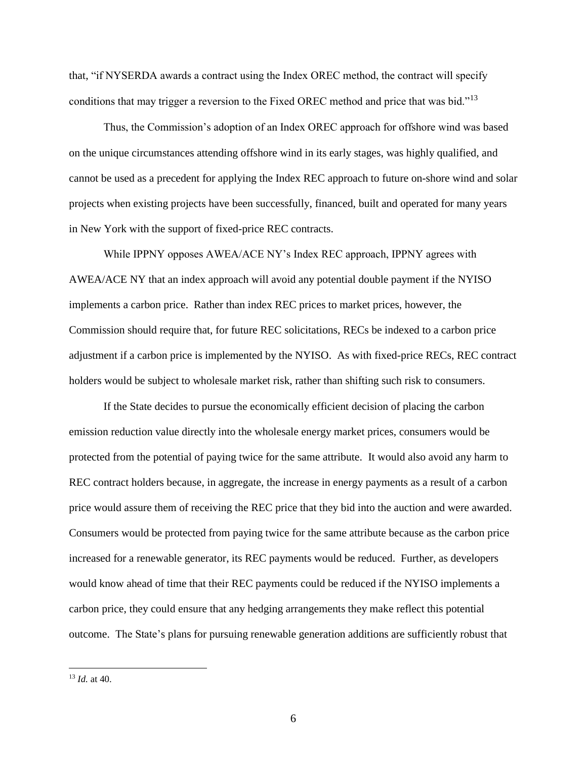that, "if NYSERDA awards a contract using the Index OREC method, the contract will specify conditions that may trigger a reversion to the Fixed OREC method and price that was bid."[13]

Thus, the Commission's adoption of an Index OREC approach for offshore wind was based on the unique circumstances attending offshore wind in its early stages, was highly qualified, and cannot be used as a precedent for applying the Index REC approach to future on-shore wind and solar projects when existing projects have been successfully, financed, built and operated for many years in New York with the support of fixed-price REC contracts.

While IPPNY opposes AWEA/ACE NY's Index REC approach, IPPNY agrees with AWEA/ACE NY that an index approach will avoid any potential double payment if the NYISO implements a carbon price. Rather than index REC prices to market prices, however, the Commission should require that, for future REC solicitations, RECs be indexed to a carbon price adjustment if a carbon price is implemented by the NYISO. As with fixed-price RECs, REC contract holders would be subject to wholesale market risk, rather than shifting such risk to consumers.

If the State decides to pursue the economically efficient decision of placing the carbon emission reduction value directly into the wholesale energy market prices, consumers would be protected from the potential of paying twice for the same attribute. It would also avoid any harm to REC contract holders because, in aggregate, the increase in energy payments as a result of a carbon price would assure them of receiving the REC price that they bid into the auction and were awarded. Consumers would be protected from paying twice for the same attribute because as the carbon price increased for a renewable generator, its REC payments would be reduced. Further, as developers would know ahead of time that their REC payments could be reduced if the NYISO implements a carbon price, they could ensure that any hedging arrangements they make reflect this potential outcome. The State's plans for pursuing renewable generation additions are sufficiently robust that

---

[13] *Id.* at 40.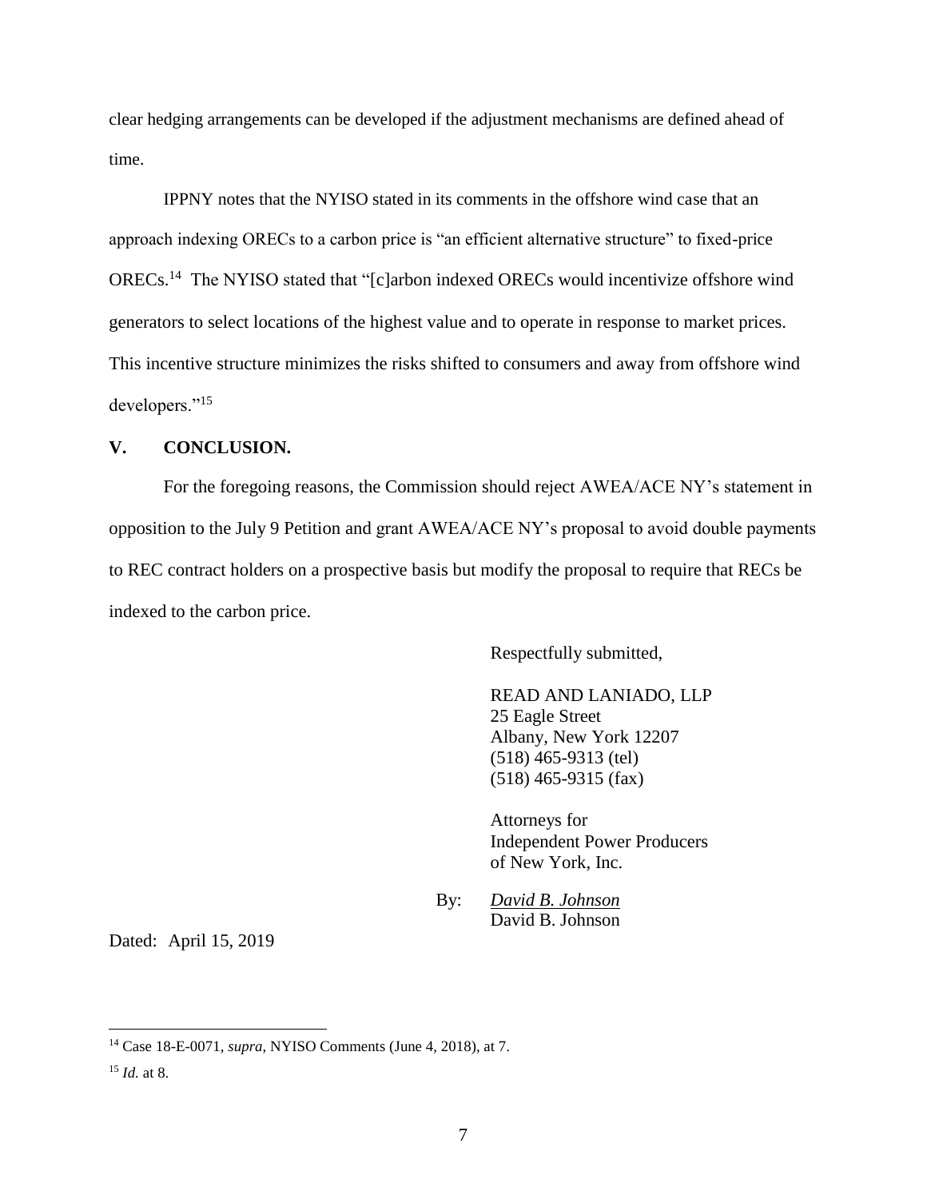clear hedging arrangements can be developed if the adjustment mechanisms are defined ahead of time.

IPPNY notes that the NYISO stated in its comments in the offshore wind case that an approach indexing ORECs to a carbon price is "an efficient alternative structure" to fixed-price ORECs.[14] The NYISO stated that "[c]arbon indexed ORECs would incentivize offshore wind generators to select locations of the highest value and to operate in response to market prices. This incentive structure minimizes the risks shifted to consumers and away from offshore wind developers."[15]

## V. CONCLUSION.

For the foregoing reasons, the Commission should reject AWEA/ACE NY's statement in opposition to the July 9 Petition and grant AWEA/ACE NY's proposal to avoid double payments to REC contract holders on a prospective basis but modify the proposal to require that RECs be indexed to the carbon price.

Respectfully submitted,

READ AND LANIADO, LLP
25 Eagle Street
Albany, New York 12207
(518) 465-9313 (tel)
(518) 465-9315 (fax)

Attorneys for
Independent Power Producers
of New York, Inc.

By: *David B. Johnson*
David B. Johnson

Dated: April 15, 2019

---

[14] Case 18-E-0071, *supra*, NYISO Comments (June 4, 2018), at 7.

[15] *Id.* at 8.